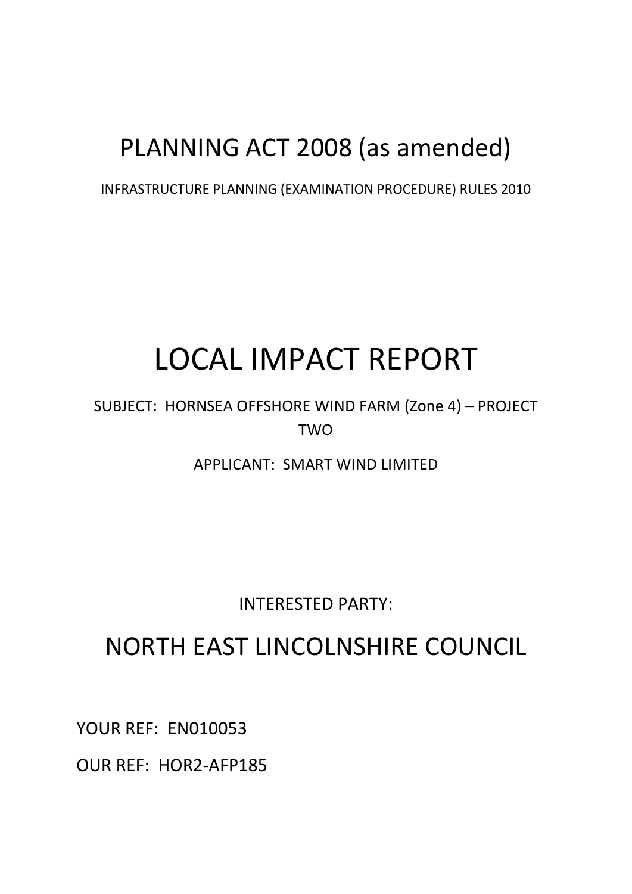# PLANNING ACT 2008 (as amended)

INFRASTRUCTURE PLANNING (EXAMINATION PROCEDURE) RULES 2010

# LOCAL IMPACT REPORT

SUBJECT: HORNSEA OFFSHORE WIND FARM (Zone 4) – PROJECT TWO

APPLICANT: SMART WIND LIMITED

INTERESTED PARTY:

## NORTH EAST LINCOLNSHIRE COUNCIL

YOUR REF: EN010053

OUR REF: HOR2-AFP185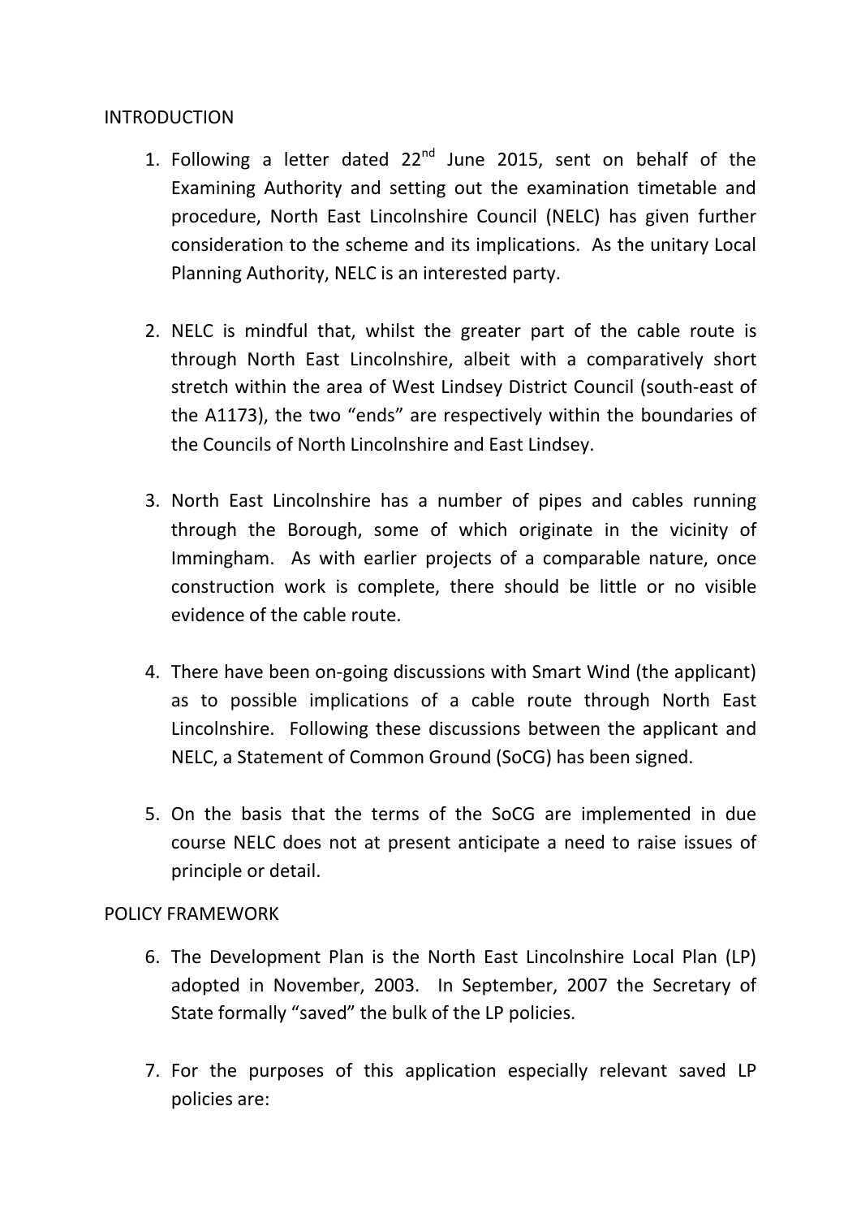## INTRODUCTION

1. Following a letter dated 22nd June 2015, sent on behalf of the Examining Authority and setting out the examination timetable and procedure, North East Lincolnshire Council (NELC) has given further consideration to the scheme and its implications. As the unitary Local Planning Authority, NELC is an interested party.

2. NELC is mindful that, whilst the greater part of the cable route is through North East Lincolnshire, albeit with a comparatively short stretch within the area of West Lindsey District Council (south-east of the A1173), the two "ends" are respectively within the boundaries of the Councils of North Lincolnshire and East Lindsey.

3. North East Lincolnshire has a number of pipes and cables running through the Borough, some of which originate in the vicinity of Immingham. As with earlier projects of a comparable nature, once construction work is complete, there should be little or no visible evidence of the cable route.

4. There have been on-going discussions with Smart Wind (the applicant) as to possible implications of a cable route through North East Lincolnshire. Following these discussions between the applicant and NELC, a Statement of Common Ground (SoCG) has been signed.

5. On the basis that the terms of the SoCG are implemented in due course NELC does not at present anticipate a need to raise issues of principle or detail.

## POLICY FRAMEWORK

6. The Development Plan is the North East Lincolnshire Local Plan (LP) adopted in November, 2003. In September, 2007 the Secretary of State formally "saved" the bulk of the LP policies.

7. For the purposes of this application especially relevant saved LP policies are: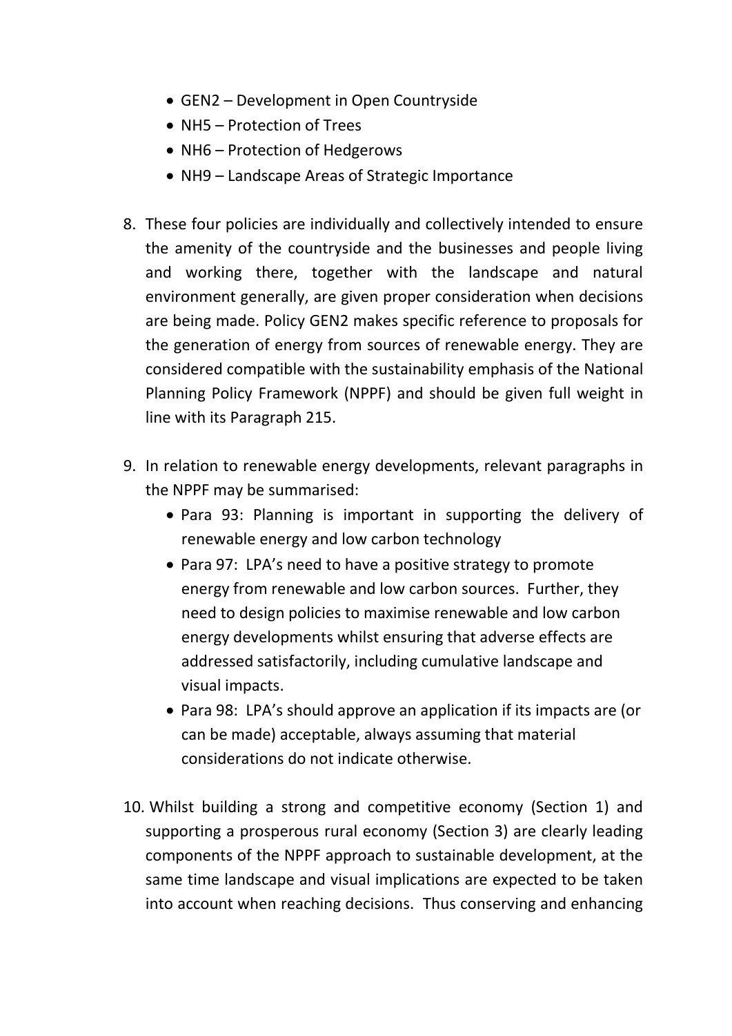- GEN2 – Development in Open Countryside
- NH5 – Protection of Trees
- NH6 – Protection of Hedgerows
- NH9 – Landscape Areas of Strategic Importance

8. These four policies are individually and collectively intended to ensure the amenity of the countryside and the businesses and people living and working there, together with the landscape and natural environment generally, are given proper consideration when decisions are being made. Policy GEN2 makes specific reference to proposals for the generation of energy from sources of renewable energy. They are considered compatible with the sustainability emphasis of the National Planning Policy Framework (NPPF) and should be given full weight in line with its Paragraph 215.

9. In relation to renewable energy developments, relevant paragraphs in the NPPF may be summarised:
   - Para 93: Planning is important in supporting the delivery of renewable energy and low carbon technology
   - Para 97: LPA's need to have a positive strategy to promote energy from renewable and low carbon sources. Further, they need to design policies to maximise renewable and low carbon energy developments whilst ensuring that adverse effects are addressed satisfactorily, including cumulative landscape and visual impacts.
   - Para 98: LPA's should approve an application if its impacts are (or can be made) acceptable, always assuming that material considerations do not indicate otherwise.

10. Whilst building a strong and competitive economy (Section 1) and supporting a prosperous rural economy (Section 3) are clearly leading components of the NPPF approach to sustainable development, at the same time landscape and visual implications are expected to be taken into account when reaching decisions. Thus conserving and enhancing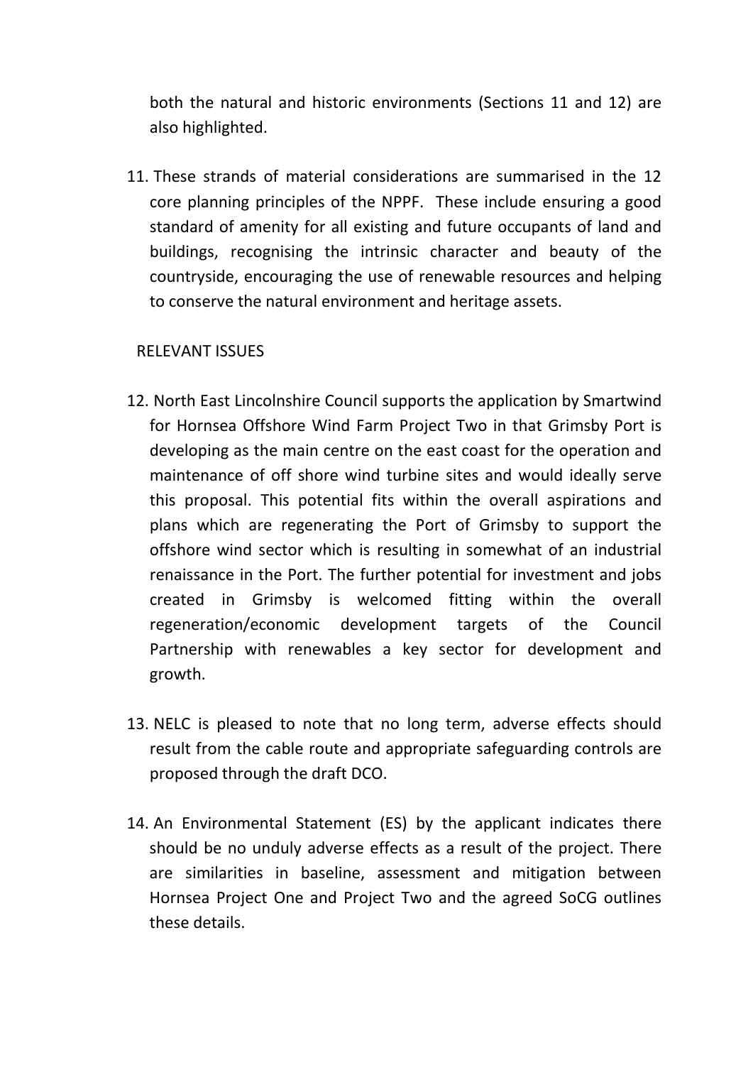both the natural and historic environments (Sections 11 and 12) are also highlighted.

11. These strands of material considerations are summarised in the 12 core planning principles of the NPPF. These include ensuring a good standard of amenity for all existing and future occupants of land and buildings, recognising the intrinsic character and beauty of the countryside, encouraging the use of renewable resources and helping to conserve the natural environment and heritage assets.

RELEVANT ISSUES

12. North East Lincolnshire Council supports the application by Smartwind for Hornsea Offshore Wind Farm Project Two in that Grimsby Port is developing as the main centre on the east coast for the operation and maintenance of off shore wind turbine sites and would ideally serve this proposal. This potential fits within the overall aspirations and plans which are regenerating the Port of Grimsby to support the offshore wind sector which is resulting in somewhat of an industrial renaissance in the Port. The further potential for investment and jobs created in Grimsby is welcomed fitting within the overall regeneration/economic development targets of the Council Partnership with renewables a key sector for development and growth.

13. NELC is pleased to note that no long term, adverse effects should result from the cable route and appropriate safeguarding controls are proposed through the draft DCO.

14. An Environmental Statement (ES) by the applicant indicates there should be no unduly adverse effects as a result of the project. There are similarities in baseline, assessment and mitigation between Hornsea Project One and Project Two and the agreed SoCG outlines these details.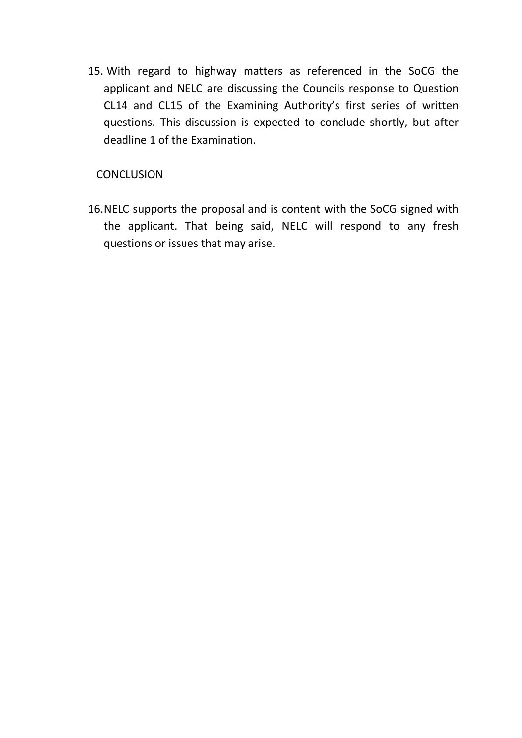15. With regard to highway matters as referenced in the SoCG the applicant and NELC are discussing the Councils response to Question CL14 and CL15 of the Examining Authority's first series of written questions. This discussion is expected to conclude shortly, but after deadline 1 of the Examination.

CONCLUSION

16. NELC supports the proposal and is content with the SoCG signed with the applicant. That being said, NELC will respond to any fresh questions or issues that may arise.